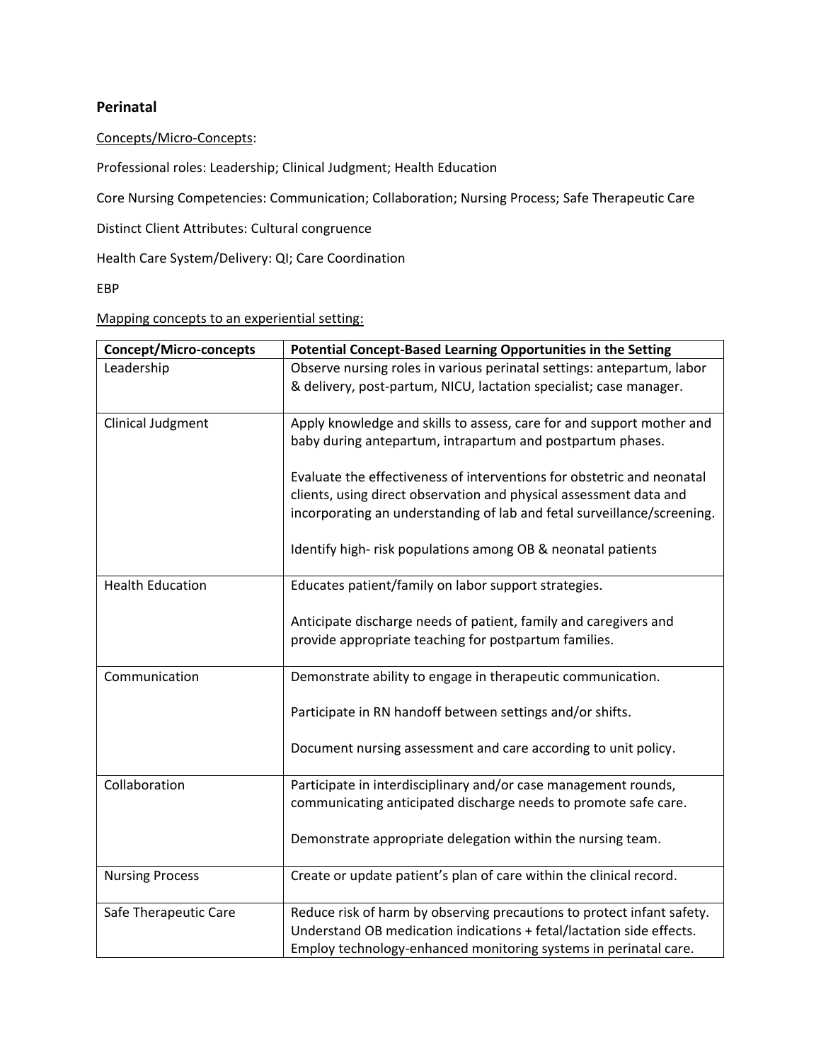## Perinatal

<u>Concepts/Micro-Concepts</u>:

Professional roles: Leadership; Clinical Judgment; Health Education

Core Nursing Competencies: Communication; Collaboration; Nursing Process; Safe Therapeutic Care

Distinct Client Attributes: Cultural congruence

Health Care System/Delivery: QI; Care Coordination

EBP

<u>Mapping concepts to an experiential setting:</u>

| Concept/Micro-concepts | Potential Concept-Based Learning Opportunities in the Setting |
|---|---|
| Leadership | Observe nursing roles in various perinatal settings: antepartum, labor & delivery, post-partum, NICU, lactation specialist; case manager. |
| Clinical Judgment | Apply knowledge and skills to assess, care for and support mother and baby during antepartum, intrapartum and postpartum phases.<br><br>Evaluate the effectiveness of interventions for obstetric and neonatal clients, using direct observation and physical assessment data and incorporating an understanding of lab and fetal surveillance/screening.<br><br>Identify high- risk populations among OB & neonatal patients |
| Health Education | Educates patient/family on labor support strategies.<br><br>Anticipate discharge needs of patient, family and caregivers and provide appropriate teaching for postpartum families. |
| Communication | Demonstrate ability to engage in therapeutic communication.<br><br>Participate in RN handoff between settings and/or shifts.<br><br>Document nursing assessment and care according to unit policy. |
| Collaboration | Participate in interdisciplinary and/or case management rounds, communicating anticipated discharge needs to promote safe care.<br><br>Demonstrate appropriate delegation within the nursing team. |
| Nursing Process | Create or update patient's plan of care within the clinical record. |
| Safe Therapeutic Care | Reduce risk of harm by observing precautions to protect infant safety. Understand OB medication indications + fetal/lactation side effects. Employ technology-enhanced monitoring systems in perinatal care. |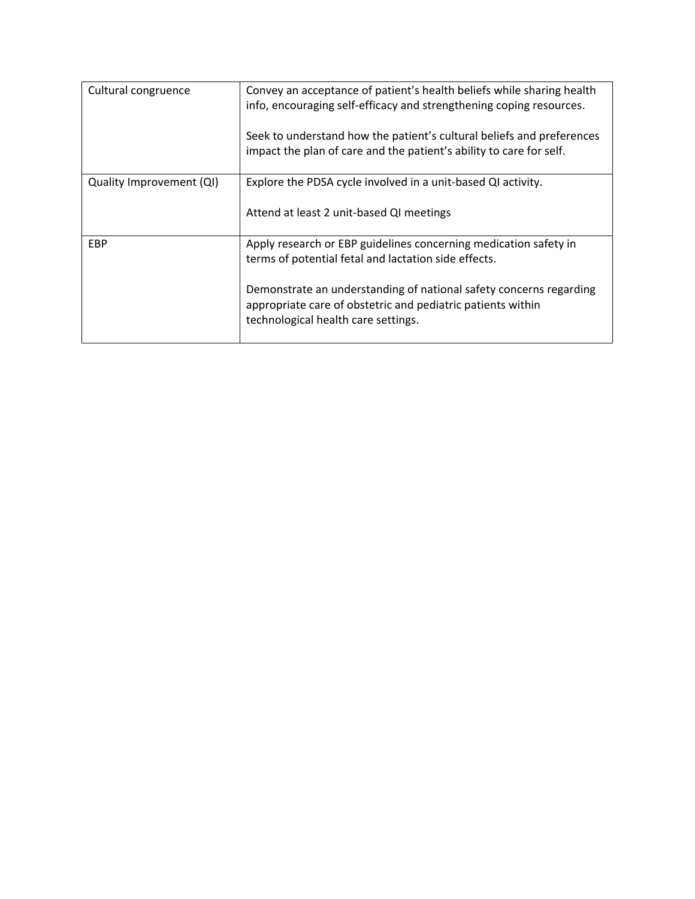| | |
|---|---|
| Cultural congruence | Convey an acceptance of patient's health beliefs while sharing health info, encouraging self-efficacy and strengthening coping resources.<br><br>Seek to understand how the patient's cultural beliefs and preferences impact the plan of care and the patient's ability to care for self. |
| Quality Improvement (QI) | Explore the PDSA cycle involved in a unit-based QI activity.<br><br>Attend at least 2 unit-based QI meetings |
| EBP | Apply research or EBP guidelines concerning medication safety in terms of potential fetal and lactation side effects.<br><br>Demonstrate an understanding of national safety concerns regarding appropriate care of obstetric and pediatric patients within technological health care settings. |